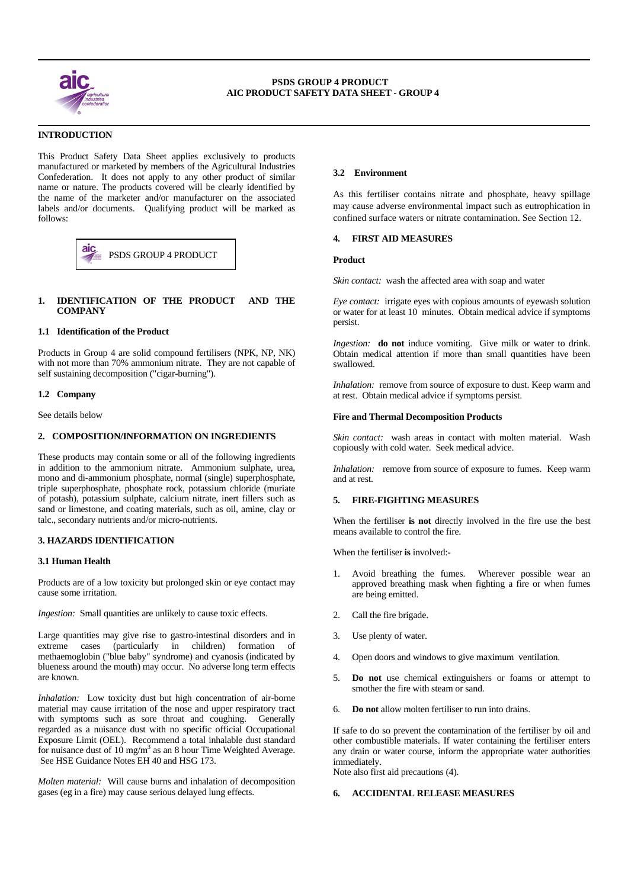**PSDS GROUP 4 PRODUCT**
**AIC PRODUCT SAFETY DATA SHEET - GROUP 4**

## INTRODUCTION

This Product Safety Data Sheet applies exclusively to products manufactured or marketed by members of the Agricultural Industries Confederation. It does not apply to any other product of similar name or nature. The products covered will be clearly identified by the name of the marketer and/or manufacturer on the associated labels and/or documents. Qualifying product will be marked as follows:

PSDS GROUP 4 PRODUCT

## 1. IDENTIFICATION OF THE PRODUCT AND THE COMPANY

### 1.1 Identification of the Product

Products in Group 4 are solid compound fertilisers (NPK, NP, NK) with not more than 70% ammonium nitrate. They are not capable of self sustaining decomposition ("cigar-burning").

### 1.2 Company

See details below

## 2. COMPOSITION/INFORMATION ON INGREDIENTS

These products may contain some or all of the following ingredients in addition to the ammonium nitrate. Ammonium sulphate, urea, mono and di-ammonium phosphate, normal (single) superphosphate, triple superphosphate, phosphate rock, potassium chloride (muriate of potash), potassium sulphate, calcium nitrate, inert fillers such as sand or limestone, and coating materials, such as oil, amine, clay or talc., secondary nutrients and/or micro-nutrients.

## 3. HAZARDS IDENTIFICATION

### 3.1 Human Health

Products are of a low toxicity but prolonged skin or eye contact may cause some irritation.

*Ingestion:* Small quantities are unlikely to cause toxic effects.

Large quantities may give rise to gastro-intestinal disorders and in extreme cases (particularly in children) formation of methaemoglobin ("blue baby" syndrome) and cyanosis (indicated by blueness around the mouth) may occur. No adverse long term effects are known.

*Inhalation:* Low toxicity dust but high concentration of air-borne material may cause irritation of the nose and upper respiratory tract with symptoms such as sore throat and coughing. Generally regarded as a nuisance dust with no specific official Occupational Exposure Limit (OEL). Recommend a total inhalable dust standard for nuisance dust of 10 mg/m$^3$ as an 8 hour Time Weighted Average. See HSE Guidance Notes EH 40 and HSG 173.

*Molten material:* Will cause burns and inhalation of decomposition gases (eg in a fire) may cause serious delayed lung effects.

### 3.2 Environment

As this fertiliser contains nitrate and phosphate, heavy spillage may cause adverse environmental impact such as eutrophication in confined surface waters or nitrate contamination. See Section 12.

## 4. FIRST AID MEASURES

**Product**

*Skin contact:* wash the affected area with soap and water

*Eye contact:* irrigate eyes with copious amounts of eyewash solution or water for at least 10 minutes. Obtain medical advice if symptoms persist.

*Ingestion:* **do not** induce vomiting. Give milk or water to drink. Obtain medical attention if more than small quantities have been swallowed.

*Inhalation:* remove from source of exposure to dust. Keep warm and at rest. Obtain medical advice if symptoms persist.

**Fire and Thermal Decomposition Products**

*Skin contact:* wash areas in contact with molten material. Wash copiously with cold water. Seek medical advice.

*Inhalation:* remove from source of exposure to fumes. Keep warm and at rest.

## 5. FIRE-FIGHTING MEASURES

When the fertiliser **is not** directly involved in the fire use the best means available to control the fire.

When the fertiliser **is** involved:-

1. Avoid breathing the fumes. Wherever possible wear an approved breathing mask when fighting a fire or when fumes are being emitted.
2. Call the fire brigade.
3. Use plenty of water.
4. Open doors and windows to give maximum ventilation.
5. **Do not** use chemical extinguishers or foams or attempt to smother the fire with steam or sand.
6. **Do not** allow molten fertiliser to run into drains.

If safe to do so prevent the contamination of the fertiliser by oil and other combustible materials. If water containing the fertiliser enters any drain or water course, inform the appropriate water authorities immediately.
Note also first aid precautions (4).

## 6. ACCIDENTAL RELEASE MEASURES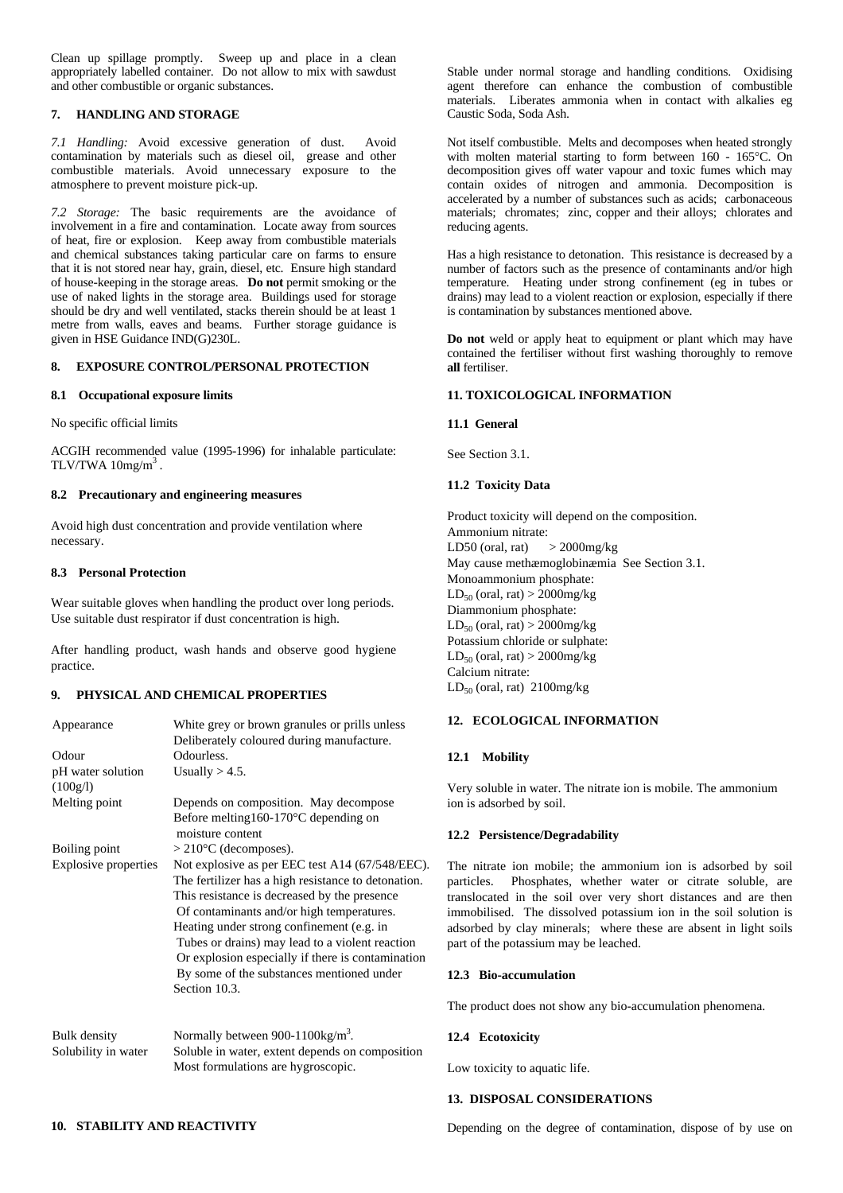Clean up spillage promptly. Sweep up and place in a clean appropriately labelled container. Do not allow to mix with sawdust and other combustible or organic substances.

## 7. HANDLING AND STORAGE

*7.1 Handling:* Avoid excessive generation of dust. Avoid contamination by materials such as diesel oil, grease and other combustible materials. Avoid unnecessary exposure to the atmosphere to prevent moisture pick-up.

*7.2 Storage:* The basic requirements are the avoidance of involvement in a fire and contamination. Locate away from sources of heat, fire or explosion. Keep away from combustible materials and chemical substances taking particular care on farms to ensure that it is not stored near hay, grain, diesel, etc. Ensure high standard of house-keeping in the storage areas. **Do not** permit smoking or the use of naked lights in the storage area. Buildings used for storage should be dry and well ventilated, stacks therein should be at least 1 metre from walls, eaves and beams. Further storage guidance is given in HSE Guidance IND(G)230L.

## 8. EXPOSURE CONTROL/PERSONAL PROTECTION

### 8.1 Occupational exposure limits

No specific official limits

ACGIH recommended value (1995-1996) for inhalable particulate: TLV/TWA $10mg/m^3$.

### 8.2 Precautionary and engineering measures

Avoid high dust concentration and provide ventilation where necessary.

### 8.3 Personal Protection

Wear suitable gloves when handling the product over long periods. Use suitable dust respirator if dust concentration is high.

After handling product, wash hands and observe good hygiene practice.

## 9. PHYSICAL AND CHEMICAL PROPERTIES

| | |
|---|---|
| Appearance | White grey or brown granules or prills unless Deliberately coloured during manufacture. |
| Odour | Odourless. |
| pH water solution (100g/l) | Usually > 4.5. |
| Melting point | Depends on composition. May decompose Before melting160-170°C depending on moisture content |
| Boiling point | > 210°C (decomposes). |
| Explosive properties | Not explosive as per EEC test A14 (67/548/EEC). The fertilizer has a high resistance to detonation. This resistance is decreased by the presence Of contaminants and/or high temperatures. Heating under strong confinement (e.g. in Tubes or drains) may lead to a violent reaction Or explosion especially if there is contamination By some of the substances mentioned under Section 10.3. |
| Bulk density | Normally between $900\text{-}1100kg/m^3$. |
| Solubility in water | Soluble in water, extent depends on composition Most formulations are hygroscopic. |

## 10. STABILITY AND REACTIVITY

Stable under normal storage and handling conditions. Oxidising agent therefore can enhance the combustion of combustible materials. Liberates ammonia when in contact with alkalies eg Caustic Soda, Soda Ash.

Not itself combustible. Melts and decomposes when heated strongly with molten material starting to form between 160 - 165°C. On decomposition gives off water vapour and toxic fumes which may contain oxides of nitrogen and ammonia. Decomposition is accelerated by a number of substances such as acids; carbonaceous materials; chromates; zinc, copper and their alloys; chlorates and reducing agents.

Has a high resistance to detonation. This resistance is decreased by a number of factors such as the presence of contaminants and/or high temperature. Heating under strong confinement (eg in tubes or drains) may lead to a violent reaction or explosion, especially if there is contamination by substances mentioned above.

**Do not** weld or apply heat to equipment or plant which may have contained the fertiliser without first washing thoroughly to remove **all** fertiliser.

## 11. TOXICOLOGICAL INFORMATION

### 11.1 General

See Section 3.1.

### 11.2 Toxicity Data

Product toxicity will depend on the composition.
Ammonium nitrate:
LD50 (oral, rat) > 2000mg/kg
May cause methæmoglobinæmia See Section 3.1.
Monoammonium phosphate:
$LD_{50}$ (oral, rat) > 2000mg/kg
Diammonium phosphate:
$LD_{50}$ (oral, rat) > 2000mg/kg
Potassium chloride or sulphate:
$LD_{50}$ (oral, rat) > 2000mg/kg
Calcium nitrate:
$LD_{50}$ (oral, rat) 2100mg/kg

## 12. ECOLOGICAL INFORMATION

### 12.1 Mobility

Very soluble in water. The nitrate ion is mobile. The ammonium ion is adsorbed by soil.

### 12.2 Persistence/Degradability

The nitrate ion mobile; the ammonium ion is adsorbed by soil particles. Phosphates, whether water or citrate soluble, are translocated in the soil over very short distances and are then immobilised. The dissolved potassium ion in the soil solution is adsorbed by clay minerals; where these are absent in light soils part of the potassium may be leached.

### 12.3 Bio-accumulation

The product does not show any bio-accumulation phenomena.

### 12.4 Ecotoxicity

Low toxicity to aquatic life.

## 13. DISPOSAL CONSIDERATIONS

Depending on the degree of contamination, dispose of by use on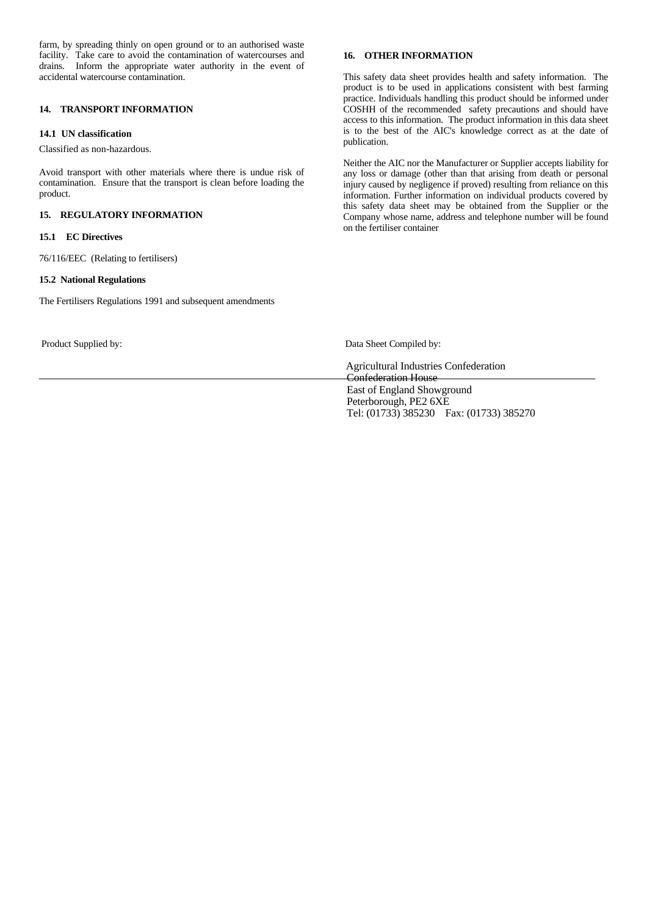farm, by spreading thinly on open ground or to an authorised waste facility. Take care to avoid the contamination of watercourses and drains. Inform the appropriate water authority in the event of accidental watercourse contamination.

## 14. TRANSPORT INFORMATION

### 14.1 UN classification

Classified as non-hazardous.

Avoid transport with other materials where there is undue risk of contamination. Ensure that the transport is clean before loading the product.

## 15. REGULATORY INFORMATION

### 15.1 EC Directives

76/116/EEC (Relating to fertilisers)

### 15.2 National Regulations

The Fertilisers Regulations 1991 and subsequent amendments

## 16. OTHER INFORMATION

This safety data sheet provides health and safety information. The product is to be used in applications consistent with best farming practice. Individuals handling this product should be informed under COSHH of the recommended safety precautions and should have access to this information. The product information in this data sheet is to the best of the AIC's knowledge correct as at the date of publication.

Neither the AIC nor the Manufacturer or Supplier accepts liability for any loss or damage (other than that arising from death or personal injury caused by negligence if proved) resulting from reliance on this information. Further information on individual products covered by this safety data sheet may be obtained from the Supplier or the Company whose name, address and telephone number will be found on the fertiliser container

Product Supplied by:

Data Sheet Compiled by:

Agricultural Industries Confederation
Confederation House
East of England Showground
Peterborough, PE2 6XE
Tel: (01733) 385230 Fax: (01733) 385270